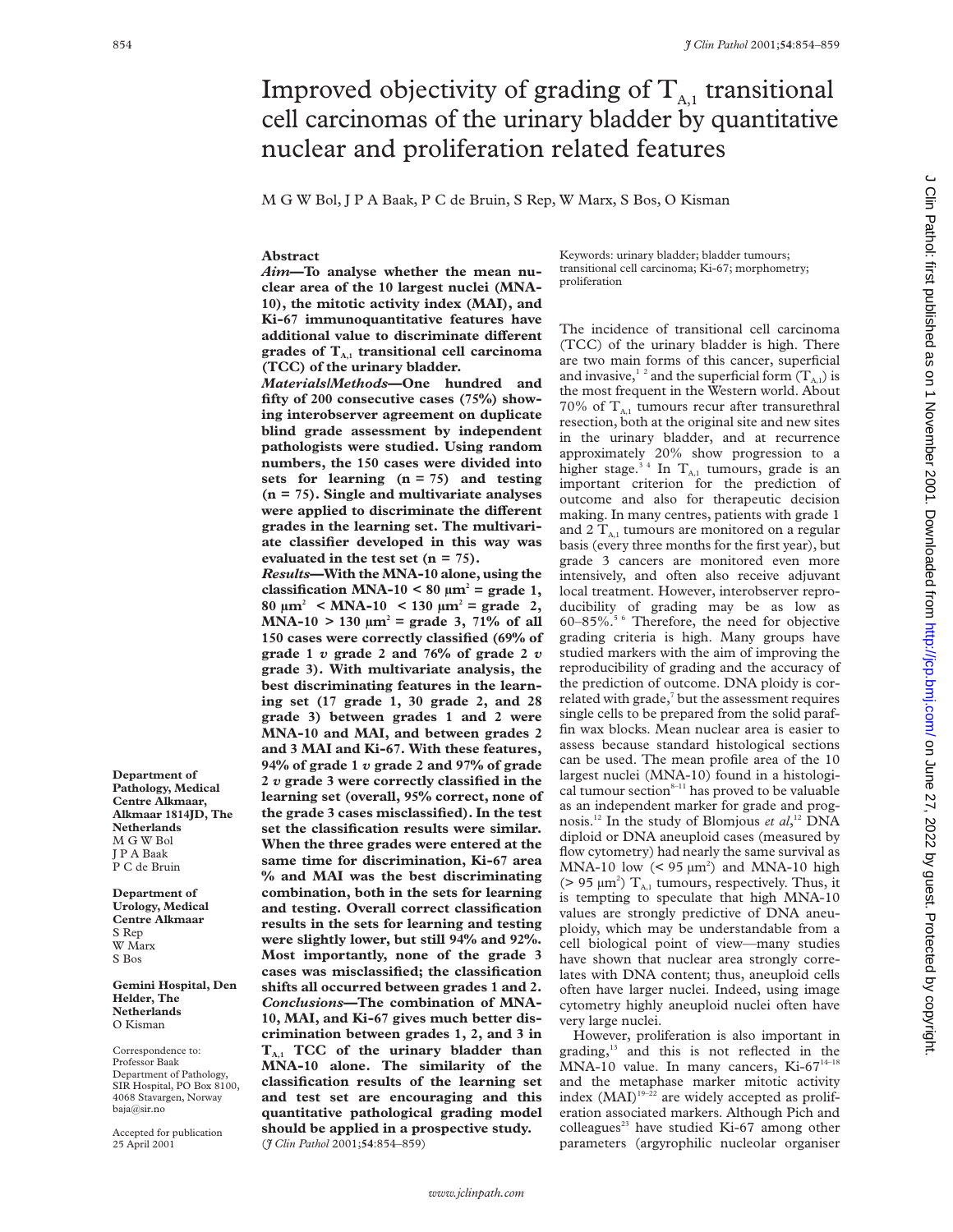# Improved objectivity of grading of $T_{A,1}$ transitional cell carcinomas of the urinary bladder by quantitative nuclear and proliferation related features

M G W Bol, J P A Baak, P C de Bruin, S Rep, W Marx, S Bos, O Kisman

## Abstract

***Aim*—To analyse whether the mean nuclear area of the 10 largest nuclei (MNA-10), the mitotic activity index (MAI), and Ki-67 immunoquantitative features have additional value to discriminate different grades of $T_{A,1}$ transitional cell carcinoma (TCC) of the urinary bladder.**

***Materials/Methods*—One hundred and fifty of 200 consecutive cases (75%) showing interobserver agreement on duplicate blind grade assessment by independent pathologists were studied. Using random numbers, the 150 cases were divided into sets for learning (n = 75) and testing (n = 75). Single and multivariate analyses were applied to discriminate the different grades in the learning set. The multivariate classifier developed in this way was evaluated in the test set (n = 75).**

***Results*—With the MNA-10 alone, using the classification MNA-10 < 80 $\mu m^2$ = grade 1, 80 $\mu m^2$ < MNA-10 < 130 $\mu m^2$ = grade 2, MNA-10 > 130 $\mu m^2$ = grade 3, 71% of all 150 cases were correctly classified (69% of grade 1 *v* grade 2 and 76% of grade 2 *v* grade 3). With multivariate analysis, the best discriminating features in the learning set (17 grade 1, 30 grade 2, and 28 grade 3) between grades 1 and 2 were MNA-10 and MAI, and between grades 2 and 3 MAI and Ki-67. With these features, 94% of grade 1 *v* grade 2 and 97% of grade 2 *v* grade 3 were correctly classified in the learning set (overall, 95% correct, none of the grade 3 cases misclassified). In the test set the classification results were similar. When the three grades were entered at the same time for discrimination, Ki-67 area % and MAI was the best discriminating combination, both in the sets for learning and testing. Overall correct classification results in the sets for learning and testing were slightly lower, but still 94% and 92%. Most importantly, none of the grade 3 cases was misclassified; the classification shifts all occurred between grades 1 and 2.**

***Conclusions*—The combination of MNA-10, MAI, and Ki-67 gives much better discrimination between grades 1, 2, and 3 in $T_{A,1}$ TCC of the urinary bladder than MNA-10 alone. The similarity of the classification results of the learning set and test set are encouraging and this quantitative pathological grading model should be applied in a prospective study.**

(*J Clin Pathol* 2001;**54**:854–859)

Keywords: urinary bladder; bladder tumours; transitional cell carcinoma; Ki-67; morphometry; proliferation

**Department of Pathology, Medical Centre Alkmaar, Alkmaar 1814JD, The Netherlands**
M G W Bol
J P A Baak
P C de Bruin

**Department of Urology, Medical Centre Alkmaar**
S Rep
W Marx
S Bos

**Gemini Hospital, Den Helder, The Netherlands**
O Kisman

Correspondence to: Professor Baak, Department of Pathology, SIR Hospital, PO Box 8100, 4068 Stavangen, Norway baja@sir.no

Accepted for publication 25 April 2001

The incidence of transitional cell carcinoma (TCC) of the urinary bladder is high. There are two main forms of this cancer, superficial and invasive,[1 2] and the superficial form ($T_{A,1}$) is the most frequent in the Western world. About 70% of $T_{A,1}$ tumours recur after transurethral resection, both at the original site and new sites in the urinary bladder, and at recurrence approximately 20% show progression to a higher stage.[3 4] In $T_{A,1}$ tumours, grade is an important criterion for the prediction of outcome and also for therapeutic decision making. In many centres, patients with grade 1 and 2 $T_{A,1}$ tumours are monitored on a regular basis (every three months for the first year), but grade 3 cancers are monitored even more intensively, and often also receive adjuvant local treatment. However, interobserver reproducibility of grading may be as low as 60–85%.[5 6] Therefore, the need for objective grading criteria is high. Many groups have studied markers with the aim of improving the reproducibility of grading and the accuracy of the prediction of outcome. DNA ploidy is correlated with grade,[7] but the assessment requires single cells to be prepared from the solid paraffin wax blocks. Mean nuclear area is easier to assess because standard histological sections can be used. The mean profile area of the 10 largest nuclei (MNA-10) found in a histological tumour section[8–11] has proved to be valuable as an independent marker for grade and prognosis.[12] In the study of Blomjous *et al*,[12] DNA diploid or DNA aneuploid cases (measured by flow cytometry) had nearly the same survival as MNA-10 low (< 95 $\mu m^2$) and MNA-10 high (> 95 $\mu m^2$) $T_{A,1}$ tumours, respectively. Thus, it is tempting to speculate that high MNA-10 values are strongly predictive of DNA aneuploidy, which may be understandable from a cell biological point of view—many studies have shown that nuclear area strongly correlates with DNA content; thus, aneuploid cells often have larger nuclei. Indeed, using image cytometry highly aneuploid nuclei often have very large nuclei.

However, proliferation is also important in grading,[13] and this is not reflected in the MNA-10 value. In many cancers, Ki-67[14–18] and the metaphase marker mitotic activity index (MAI)[19–22] are widely accepted as proliferation associated markers. Although Pich and colleagues[23] have studied Ki-67 among other parameters (argyrophilic nucleolar organiser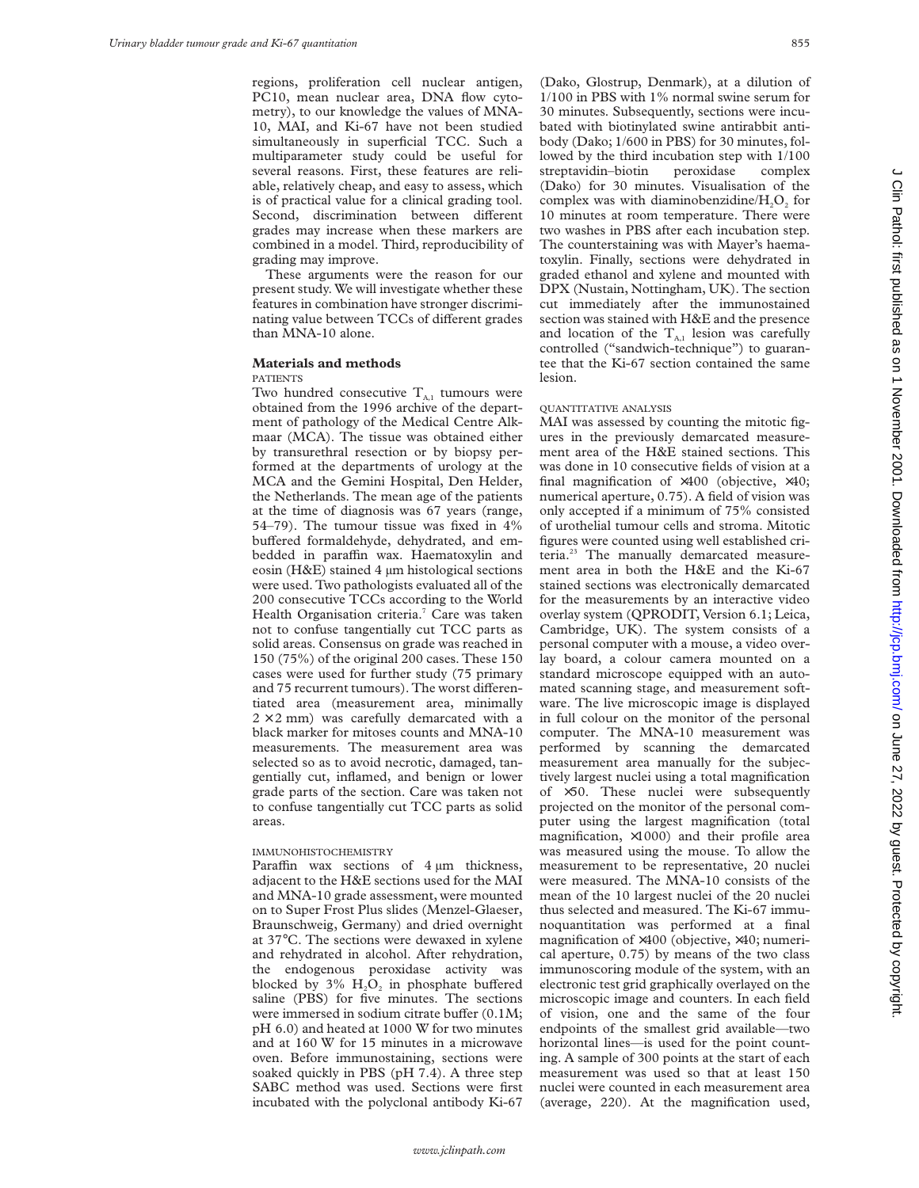regions, proliferation cell nuclear antigen, PC10, mean nuclear area, DNA flow cytometry), to our knowledge the values of MNA-10, MAI, and Ki-67 have not been studied simultaneously in superficial TCC. Such a multiparameter study could be useful for several reasons. First, these features are reliable, relatively cheap, and easy to assess, which is of practical value for a clinical grading tool. Second, discrimination between different grades may increase when these markers are combined in a model. Third, reproducibility of grading may improve.

These arguments were the reason for our present study. We will investigate whether these features in combination have stronger discriminating value between TCCs of different grades than MNA-10 alone.

## Materials and methods

### PATIENTS

Two hundred consecutive $T_{A,1}$ tumours were obtained from the 1996 archive of the department of pathology of the Medical Centre Alkmaar (MCA). The tissue was obtained either by transurethral resection or by biopsy performed at the departments of urology at the MCA and the Gemini Hospital, Den Helder, the Netherlands. The mean age of the patients at the time of diagnosis was 67 years (range, 54–79). The tumour tissue was fixed in 4% buffered formaldehyde, dehydrated, and embedded in paraffin wax. Haematoxylin and eosin (H&E) stained 4 µm histological sections were used. Two pathologists evaluated all of the 200 consecutive TCCs according to the World Health Organisation criteria.[7] Care was taken not to confuse tangentially cut TCC parts as solid areas. Consensus on grade was reached in 150 (75%) of the original 200 cases. These 150 cases were used for further study (75 primary and 75 recurrent tumours). The worst differentiated area (measurement area, minimally 2 × 2 mm) was carefully demarcated with a black marker for mitoses counts and MNA-10 measurements. The measurement area was selected so as to avoid necrotic, damaged, tangentially cut, inflamed, and benign or lower grade parts of the section. Care was taken not to confuse tangentially cut TCC parts as solid areas.

### IMMUNOHISTOCHEMISTRY

Paraffin wax sections of 4 µm thickness, adjacent to the H&E sections used for the MAI and MNA-10 grade assessment, were mounted on to Super Frost Plus slides (Menzel-Glaeser, Braunschweig, Germany) and dried overnight at 37°C. The sections were dewaxed in xylene and rehydrated in alcohol. After rehydration, the endogenous peroxidase activity was blocked by 3% $H_2O_2$ in phosphate buffered saline (PBS) for five minutes. The sections were immersed in sodium citrate buffer (0.1M; pH 6.0) and heated at 1000 W for two minutes and at 160 W for 15 minutes in a microwave oven. Before immunostaining, sections were soaked quickly in PBS (pH 7.4). A three step SABC method was used. Sections were first incubated with the polyclonal antibody Ki-67 (Dako, Glostrup, Denmark), at a dilution of 1/100 in PBS with 1% normal swine serum for 30 minutes. Subsequently, sections were incubated with biotinylated swine antirabbit antibody (Dako; 1/600 in PBS) for 30 minutes, followed by the third incubation step with 1/100 streptavidin–biotin peroxidase complex (Dako) for 30 minutes. Visualisation of the complex was with diaminobenzidine/$H_2O_2$ for 10 minutes at room temperature. There were two washes in PBS after each incubation step. The counterstaining was with Mayer's haematoxylin. Finally, sections were dehydrated in graded ethanol and xylene and mounted with DPX (Nustain, Nottingham, UK). The section cut immediately after the immunostained section was stained with H&E and the presence and location of the $T_{A,1}$ lesion was carefully controlled ("sandwich-technique") to guarantee that the Ki-67 section contained the same lesion.

### QUANTITATIVE ANALYSIS

MAI was assessed by counting the mitotic figures in the previously demarcated measurement area of the H&E stained sections. This was done in 10 consecutive fields of vision at a final magnification of ×400 (objective, ×40; numerical aperture, 0.75). A field of vision was only accepted if a minimum of 75% consisted of urothelial tumour cells and stroma. Mitotic figures were counted using well established criteria.[23] The manually demarcated measurement area in both the H&E and the Ki-67 stained sections was electronically demarcated for the measurements by an interactive video overlay system (QPRODIT, Version 6.1; Leica, Cambridge, UK). The system consists of a personal computer with a mouse, a video overlay board, a colour camera mounted on a standard microscope equipped with an automated scanning stage, and measurement software. The live microscopic image is displayed in full colour on the monitor of the personal computer. The MNA-10 measurement was performed by scanning the demarcated measurement area manually for the subjectively largest nuclei using a total magnification of ×50. These nuclei were subsequently projected on the monitor of the personal computer using the largest magnification (total magnification, ×1000) and their profile area was measured using the mouse. To allow the measurement to be representative, 20 nuclei were measured. The MNA-10 consists of the mean of the 10 largest nuclei of the 20 nuclei thus selected and measured. The Ki-67 immunoquantitation was performed at a final magnification of ×400 (objective, ×40; numerical aperture, 0.75) by means of the two class immunoscoring module of the system, with an electronic test grid graphically overlayed on the microscopic image and counters. In each field of vision, one and the same of the four endpoints of the smallest grid available—two horizontal lines—is used for the point counting. A sample of 300 points at the start of each measurement was used so that at least 150 nuclei were counted in each measurement area (average, 220). At the magnification used,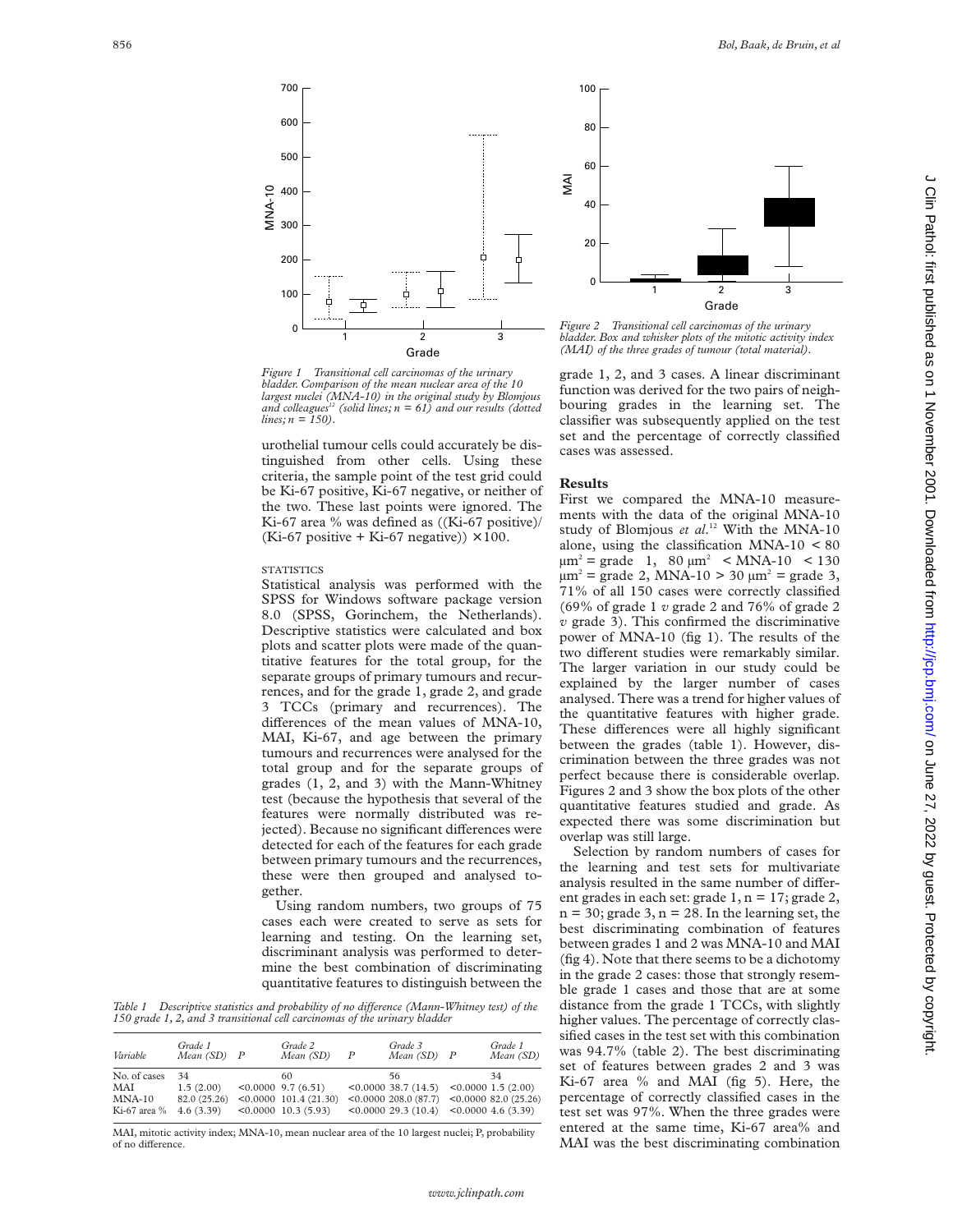Figure 1 Transitional cell carcinomas of the urinary bladder. Comparison of the mean nuclear area of the 10 largest nuclei (MNA-10) in the original study by Blomjous and colleagues[12] (solid lines; n = 61) and our results (dotted lines; n = 150).

urothelial tumour cells could accurately be distinguished from other cells. Using these criteria, the sample point of the test grid could be Ki-67 positive, Ki-67 negative, or neither of the two. These last points were ignored. The Ki-67 area % was defined as ((Ki-67 positive)/(Ki-67 positive + Ki-67 negative)) × 100.

### STATISTICS

Statistical analysis was performed with the SPSS for Windows software package version 8.0 (SPSS, Gorinchem, the Netherlands). Descriptive statistics were calculated and box plots and scatter plots were made of the quantitative features for the total group, for the separate groups of primary tumours and recurrences, and for the grade 1, grade 2, and grade 3 TCCs (primary and recurrences). The differences of the mean values of MNA-10, MAI, Ki-67, and age between the primary tumours and recurrences were analysed for the total group and for the separate groups of grades (1, 2, and 3) with the Mann-Whitney test (because the hypothesis that several of the features were normally distributed was rejected). Because no significant differences were detected for each of the features for each grade between primary tumours and the recurrences, these were then grouped and analysed together.

Using random numbers, two groups of 75 cases each were created to serve as sets for learning and testing. On the learning set, discriminant analysis was performed to determine the best combination of discriminating quantitative features to distinguish between the grade 1, 2, and 3 cases. A linear discriminant function was derived for the two pairs of neighbouring grades in the learning set. The classifier was subsequently applied on the test set and the percentage of correctly classified cases was assessed.

Table 1 Descriptive statistics and probability of no difference (Mann-Whitney test) of the 150 grade 1, 2, and 3 transitional cell carcinomas of the urinary bladder

| Variable | Grade 1 Mean (SD) | P | Grade 2 Mean (SD) | P | Grade 3 Mean (SD) | P | Grade 1 Mean (SD) |
|---|---|---|---|---|---|---|---|
| No. of cases | 34 | | 60 | | 56 | | 34 |
| MAI | 1.5 (2.00) | <0.0000 | 9.7 (6.51) | <0.0000 | 38.7 (14.5) | <0.0000 | 1.5 (2.00) |
| MNA-10 | 82.0 (25.26) | <0.0000 | 101.4 (21.30) | <0.0000 | 208.0 (87.7) | <0.0000 | 82.0 (25.26) |
| Ki-67 area % | 4.6 (3.39) | <0.0000 | 10.3 (5.93) | <0.0000 | 29.3 (10.4) | <0.0000 | 4.6 (3.39) |

MAI, mitotic activity index; MNA-10, mean nuclear area of the 10 largest nuclei; P, probability of no difference.

Figure 2 Transitional cell carcinomas of the urinary bladder. Box and whisker plots of the mitotic activity index (MAI) of the three grades of tumour (total material).

## Results

First we compared the MNA-10 measurements with the data of the original MNA-10 study of Blomjous *et al.*[12] With the MNA-10 alone, using the classification MNA-10 < 80 $\mu m^2$ = grade 1, 80 $\mu m^2$ < MNA-10 < 130 $\mu m^2$ = grade 2, MNA-10 > 30 $\mu m^2$ = grade 3, 71% of all 150 cases were correctly classified (69% of grade 1 *v* grade 2 and 76% of grade 2 *v* grade 3). This confirmed the discriminative power of MNA-10 (fig 1). The results of the two different studies were remarkably similar. The larger variation in our study could be explained by the larger number of cases analysed. There was a trend for higher values of the quantitative features with higher grade. These differences were all highly significant between the grades (table 1). However, discrimination between the three grades was not perfect because there is considerable overlap. Figures 2 and 3 show the box plots of the other quantitative features studied and grade. As expected there was some discrimination but overlap was still large.

Selection by random numbers of cases for the learning and test sets for multivariate analysis resulted in the same number of different grades in each set: grade 1, n = 17; grade 2, n = 30; grade 3, n = 28. In the learning set, the best discriminating combination of features between grades 1 and 2 was MNA-10 and MAI (fig 4). Note that there seems to be a dichotomy in the grade 2 cases: those that strongly resemble grade 1 cases and those that are at some distance from the grade 1 TCCs, with slightly higher values. The percentage of correctly classified cases in the test set with this combination was 94.7% (table 2). The best discriminating set of features between grades 2 and 3 was Ki-67 area % and MAI (fig 5). Here, the percentage of correctly classified cases in the test set was 97%. When the three grades were entered at the same time, Ki-67 area% and MAI was the best discriminating combination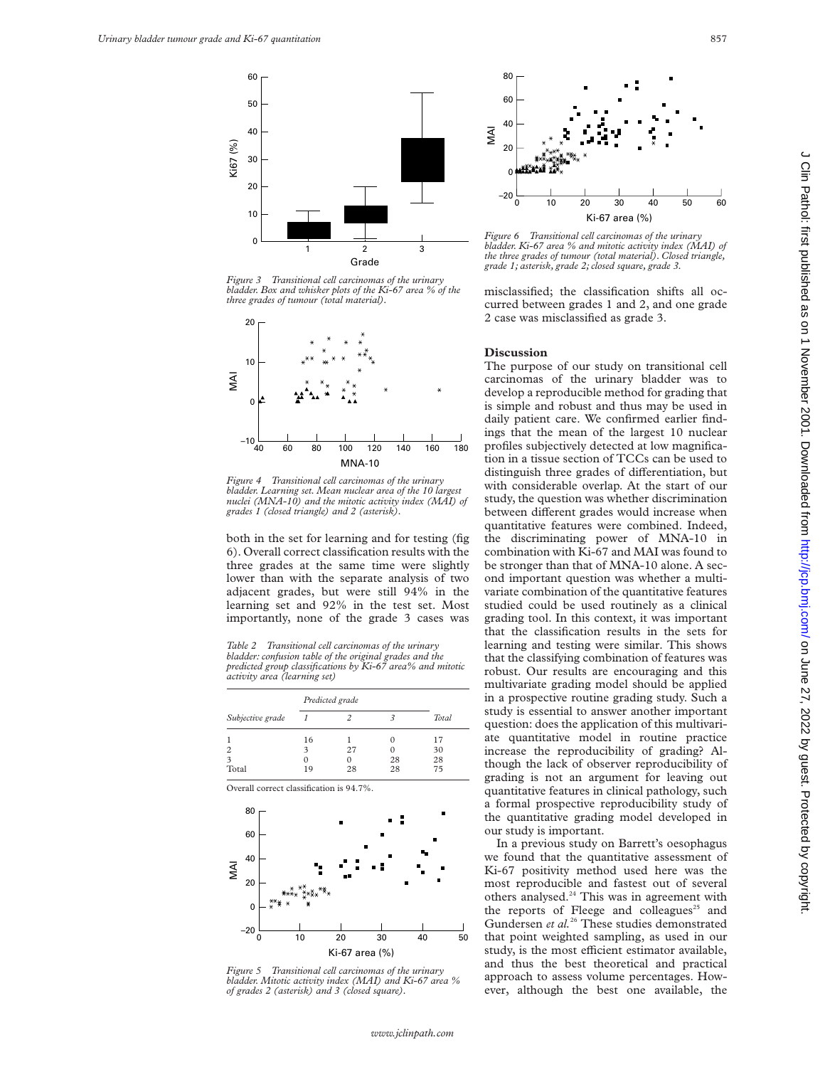Figure 3 Transitional cell carcinomas of the urinary bladder. Box and whisker plots of the Ki-67 area % of the three grades of tumour (total material).

Figure 4 Transitional cell carcinomas of the urinary bladder. Learning set. Mean nuclear area of the 10 largest nuclei (MNA-10) and the mitotic activity index (MAI) of grades 1 (closed triangle) and 2 (asterisk).

both in the set for learning and for testing (fig 6). Overall correct classification results with the three grades at the same time were slightly lower than with the separate analysis of two adjacent grades, but were still 94% in the learning set and 92% in the test set. Most importantly, none of the grade 3 cases was misclassified; the classification shifts all occurred between grades 1 and 2, and one grade 2 case was misclassified as grade 3.

Table 2 Transitional cell carcinomas of the urinary bladder: confusion table of the original grades and the predicted group classifications by Ki-67 area% and mitotic activity area (learning set)

| Subjective grade | Predicted grade 1 | 2 | 3 | Total |
|---|---|---|---|---|
| 1 | 16 | 1 | 0 | 17 |
| 2 | 3 | 27 | 0 | 30 |
| 3 | 0 | 0 | 28 | 28 |
| Total | 19 | 28 | 28 | 75 |

Overall correct classification is 94.7%.

Figure 5 Transitional cell carcinomas of the urinary bladder. Mitotic activity index (MAI) and Ki-67 area % of grades 2 (asterisk) and 3 (closed square).

Figure 6 Transitional cell carcinomas of the urinary bladder. Ki-67 area % and mitotic activity index (MAI) of the three grades of tumour (total material). Closed triangle, grade 1; asterisk, grade 2; closed square, grade 3.

## Discussion

The purpose of our study on transitional cell carcinomas of the urinary bladder was to develop a reproducible method for grading that is simple and robust and thus may be used in daily patient care. We confirmed earlier findings that the mean of the largest 10 nuclear profiles subjectively detected at low magnification in a tissue section of TCCs can be used to distinguish three grades of differentiation, but with considerable overlap. At the start of our study, the question was whether discrimination between different grades would increase when quantitative features were combined. Indeed, the discriminating power of MNA-10 in combination with Ki-67 and MAI was found to be stronger than that of MNA-10 alone. A second important question was whether a multivariate combination of the quantitative features studied could be used routinely as a clinical grading tool. In this context, it was important that the classification results in the sets for learning and testing were similar. This shows that the classifying combination of features was robust. Our results are encouraging and this multivariate grading model should be applied in a prospective routine grading study. Such a study is essential to answer another important question: does the application of this multivariate quantitative model in routine practice increase the reproducibility of grading? Although the lack of observer reproducibility of grading is not an argument for leaving out quantitative features in clinical pathology, such a formal prospective reproducibility study of the quantitative grading model developed in our study is important.

In a previous study on Barrett's oesophagus we found that the quantitative assessment of Ki-67 positivity method used here was the most reproducible and fastest out of several others analysed.[24] This was in agreement with the reports of Fleege and colleagues[25] and Gundersen *et al.*[26] These studies demonstrated that point weighted sampling, as used in our study, is the most efficient estimator available, and thus the best theoretical and practical approach to assess volume percentages. However, although the best one available, the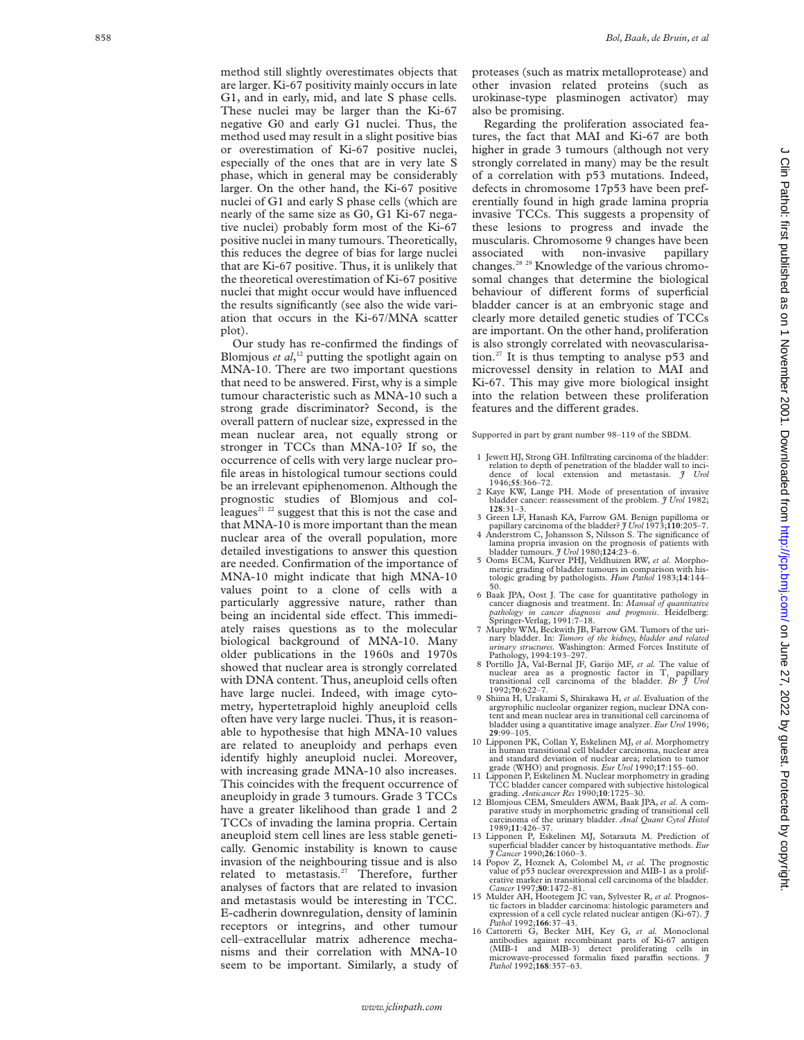method still slightly overestimates objects that are larger. Ki-67 positivity mainly occurs in late G1, and in early, mid, and late S phase cells. These nuclei may be larger than the Ki-67 negative G0 and early G1 nuclei. Thus, the method used may result in a slight positive bias or overestimation of Ki-67 positive nuclei, especially of the ones that are in very late S phase, which in general may be considerably larger. On the other hand, the Ki-67 positive nuclei of G1 and early S phase cells (which are nearly of the same size as G0, G1 Ki-67 negative nuclei) probably form most of the Ki-67 positive nuclei in many tumours. Theoretically, this reduces the degree of bias for large nuclei that are Ki-67 positive. Thus, it is unlikely that the theoretical overestimation of Ki-67 positive nuclei that might occur would have influenced the results significantly (see also the wide variation that occurs in the Ki-67/MNA scatter plot).

Our study has re-confirmed the findings of Blomjous *et al*,[12] putting the spotlight again on MNA-10. There are two important questions that need to be answered. First, why is a simple tumour characteristic such as MNA-10 such a strong grade discriminator? Second, is the overall pattern of nuclear size, expressed in the mean nuclear area, not equally strong or stronger in TCCs than MNA-10? If so, the occurrence of cells with very large nuclear profile areas in histological tumour sections could be an irrelevant epiphenomenon. Although the prognostic studies of Blomjous and colleagues[21 22] suggest that this is not the case and that MNA-10 is more important than the mean nuclear area of the overall population, more detailed investigations to answer this question are needed. Confirmation of the importance of MNA-10 might indicate that high MNA-10 values point to a clone of cells with a particularly aggressive nature, rather than being an incidental side effect. This immediately raises questions as to the molecular biological background of MNA-10. Many older publications in the 1960s and 1970s showed that nuclear area is strongly correlated with DNA content. Thus, aneuploid cells often have large nuclei. Indeed, with image cytometry, hypertetraploid highly aneuploid cells often have very large nuclei. Thus, it is reasonable to hypothesise that high MNA-10 values are related to aneuploidy and perhaps even identify highly aneuploid nuclei. Moreover, with increasing grade MNA-10 also increases. This coincides with the frequent occurrence of aneuploidy in grade 3 tumours. Grade 3 TCCs have a greater likelihood than grade 1 and 2 TCCs of invading the lamina propria. Certain aneuploid stem cell lines are less stable genetically. Genomic instability is known to cause invasion of the neighbouring tissue and is also related to metastasis.[27] Therefore, further analyses of factors that are related to invasion and metastasis would be interesting in TCC. E-cadherin downregulation, density of laminin receptors or integrins, and other tumour cell–extracellular matrix adherence mechanisms and their correlation with MNA-10 seem to be important. Similarly, a study of proteases (such as matrix metalloprotease) and other invasion related proteins (such as urokinase-type plasminogen activator) may also be promising.

Regarding the proliferation associated features, the fact that MAI and Ki-67 are both higher in grade 3 tumours (although not very strongly correlated in many) may be the result of a correlation with p53 mutations. Indeed, defects in chromosome 17p53 have been preferentially found in high grade lamina propria invasive TCCs. This suggests a propensity of these lesions to progress and invade the muscularis. Chromosome 9 changes have been associated with non-invasive papillary changes.[28 29] Knowledge of the various chromosomal changes that determine the biological behaviour of different forms of superficial bladder cancer is at an embryonic stage and clearly more detailed genetic studies of TCCs are important. On the other hand, proliferation is also strongly correlated with neovascularisation.[27] It is thus tempting to analyse p53 and microvessel density in relation to MAI and Ki-67. This may give more biological insight into the relation between these proliferation features and the different grades.

Supported in part by grant number 98–119 of the SBDM.

1 Jewett HJ, Strong GH. Infiltrating carcinoma of the bladder: relation to depth of penetration of the bladder wall to incidence of local extension and metastasis. *J Urol* 1946;**55**:366–72.
2 Kaye KW, Lange PH. Mode of presentation of invasive bladder cancer: reassessment of the problem. *J Urol* 1982; **128**:31–3.
3 Green LF, Hanash KA, Farrow GM. Benign papilloma or papillary carcinoma of the bladder? *J Urol* 1973;**110**:205–7.
4 Anderstrom C, Johansson S, Nilsson S. The significance of lamina propria invasion on the prognosis of patients with bladder tumours. *J Urol* 1980;**124**:23–6.
5 Ooms ECM, Kurver PHJ, Veldhuizen RW, *et al.* Morphometric grading of bladder tumours in comparison with histologic grading by pathologists. *Hum Pathol* 1983;**14**:144–50.
6 Baak JPA, Oost J. The case for quantitative pathology in cancer diagnosis and treatment. In: *Manual of quantitative pathology in cancer diagnosis and prognosis*. Heidelberg: Springer-Verlag, 1991:7–18.
7 Murphy WM, Beckwith JB, Farrow GM. Tumors of the urinary bladder. In: *Tumors of the kidney, bladder and related urinary structures.* Washington: Armed Forces Institute of Pathology, 1994:193–297.
8 Portillo JA, Val-Bernal JF, Garijo MF, *et al.* The value of nuclear area as a prognostic factor in $T_1$ papillary transitional cell carcinoma of the bladder. *Br J Urol* 1992;**70**:622–7.
9 Shiina H, Urakami S, Shirakawa H, *et al*. Evaluation of the argyrophilic nucleolar organizer region, nuclear DNA content and mean nuclear area in transitional cell carcinoma of bladder using a quantitative image analyzer. *Eur Urol* 1996; **29**:99–105.
10 Lipponen PK, Collan Y, Eskelinen MJ, *et al*. Morphometry in human transitional cell bladder carcinoma, nuclear area and standard deviation of nuclear area; relation to tumor grade (WHO) and prognosis. *Eur Urol* 1990;**17**:155–60.
11 Lipponen P, Eskelinen M. Nuclear morphometry in grading TCC bladder cancer compared with subjective histological grading. *Anticancer Res* 1990;**10**:1725–30.
12 Blomjous CEM, Smeulders AWM, Baak JPA, *et al.* A comparative study in morphometric grading of transitional cell carcinoma of the urinary bladder. *Anal Quant Cytol Histol* 1989;**11**:426–37.
13 Lipponen P, Eskelinen MJ, Sotarauta M. Prediction of superficial bladder cancer by histoquantative methods. *Eur J Cancer* 1990;**26**:1060–3.
14 Popov Z, Hoznek A, Colombel M, *et al.* The prognostic value of p53 nuclear overexpression and MIB-1 as a proliferative marker in transitional cell carcinoma of the bladder. *Cancer* 1997;**80**:1472–81.
15 Mulder AH, Hootegem JC van, Sylvester R, *et al*. Prognostic factors in bladder carcinoma: histologic parameters and expression of a cell cycle related nuclear antigen (Ki-67). *J Pathol* 1992;**166**:37–43.
16 Cattoretti G, Becker MH, Key G, *et al.* Monoclonal antibodies against recombinant parts of Ki-67 antigen (MIB-1 and MIB-3) detect proliferating cells in microwave-processed formalin fixed paraffin sections. *J Pathol* 1992;**168**:357–63.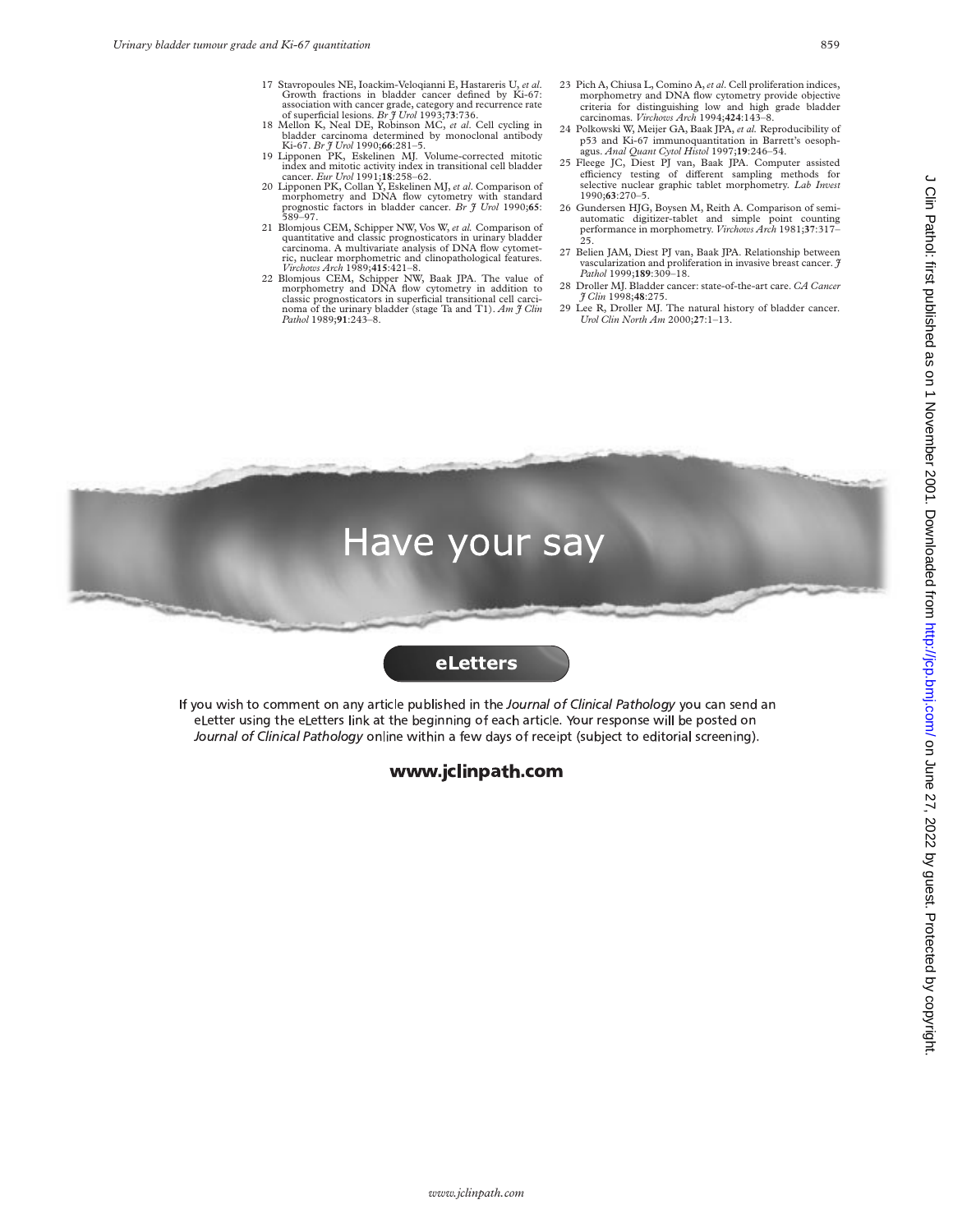17 Stavropoules NE, Ioackim-Veloqianni E, Hastareris U, *et al*. Growth fractions in bladder cancer defined by Ki-67: association with cancer grade, category and recurrence rate of superficial lesions. *Br J Urol* 1993;**73**:736.

18 Mellon K, Neal DE, Robinson MC, *et al*. Cell cycling in bladder carcinoma determined by monoclonal antibody Ki-67. *Br J Urol* 1990;**66**:281–5.

19 Lipponen PK, Eskelinen MJ. Volume-corrected mitotic index and mitotic activity index in transitional cell bladder cancer. *Eur Urol* 1991;**18**:258–62.

20 Lipponen PK, Collan Y, Eskelinen MJ, *et al*. Comparison of morphometry and DNA flow cytometry with standard prognostic factors in bladder cancer. *Br J Urol* 1990;**65**:589–97.

21 Blomjous CEM, Schipper NW, Vos W, *et al*. Comparison of quantitative and classic prognosticators in urinary bladder carcinoma. A multivariate analysis of DNA flow cytometric, nuclear morphometric and clinopathological features. *Virchows Arch* 1989;**415**:421–8.

22 Blomjous CEM, Schipper NW, Baak JPA. The value of morphometry and DNA flow cytometry in addition to classic prognosticators in superficial transitional cell carcinoma of the urinary bladder (stage Ta and T1). *Am J Clin Pathol* 1989;**91**:243–8.

23 Pich A, Chiusa L, Comino A, *et al*. Cell proliferation indices, morphometry and DNA flow cytometry provide objective criteria for distinguishing low and high grade bladder carcinomas. *Virchows Arch* 1994;**424**:143–8.

24 Polkowski W, Meijer GA, Baak JPA, *et al*. Reproducibility of p53 and Ki-67 immunoquantitation in Barrett's oesophagus. *Anal Quant Cytol Histol* 1997;**19**:246–54.

25 Fleege JC, Diest PJ van, Baak JPA. Computer assisted efficiency testing of different sampling methods for selective nuclear graphic tablet morphometry. *Lab Invest* 1990;**63**:270–5.

26 Gundersen HJG, Boysen M, Reith A. Comparison of semi-automatic digitizer-tablet and simple point counting performance in morphometry. *Virchows Arch* 1981;**37**:317–25.

27 Belien JAM, Diest PJ van, Baak JPA. Relationship between vascularization and proliferation in invasive breast cancer. *J Pathol* 1999;**189**:309–18.

28 Droller MJ. Bladder cancer: state-of-the-art care. *CA Cancer J Clin* 1998;**48**:275.

29 Lee R, Droller MJ. The natural history of bladder cancer. *Urol Clin North Am* 2000;**27**:1–13.

Have your say

**eLetters**

If you wish to comment on any article published in the *Journal of Clinical Pathology* you can send an eLetter using the eLetters link at the beginning of each article. Your response will be posted on *Journal of Clinical Pathology* online within a few days of receipt (subject to editorial screening).

**www.jclinpath.com**